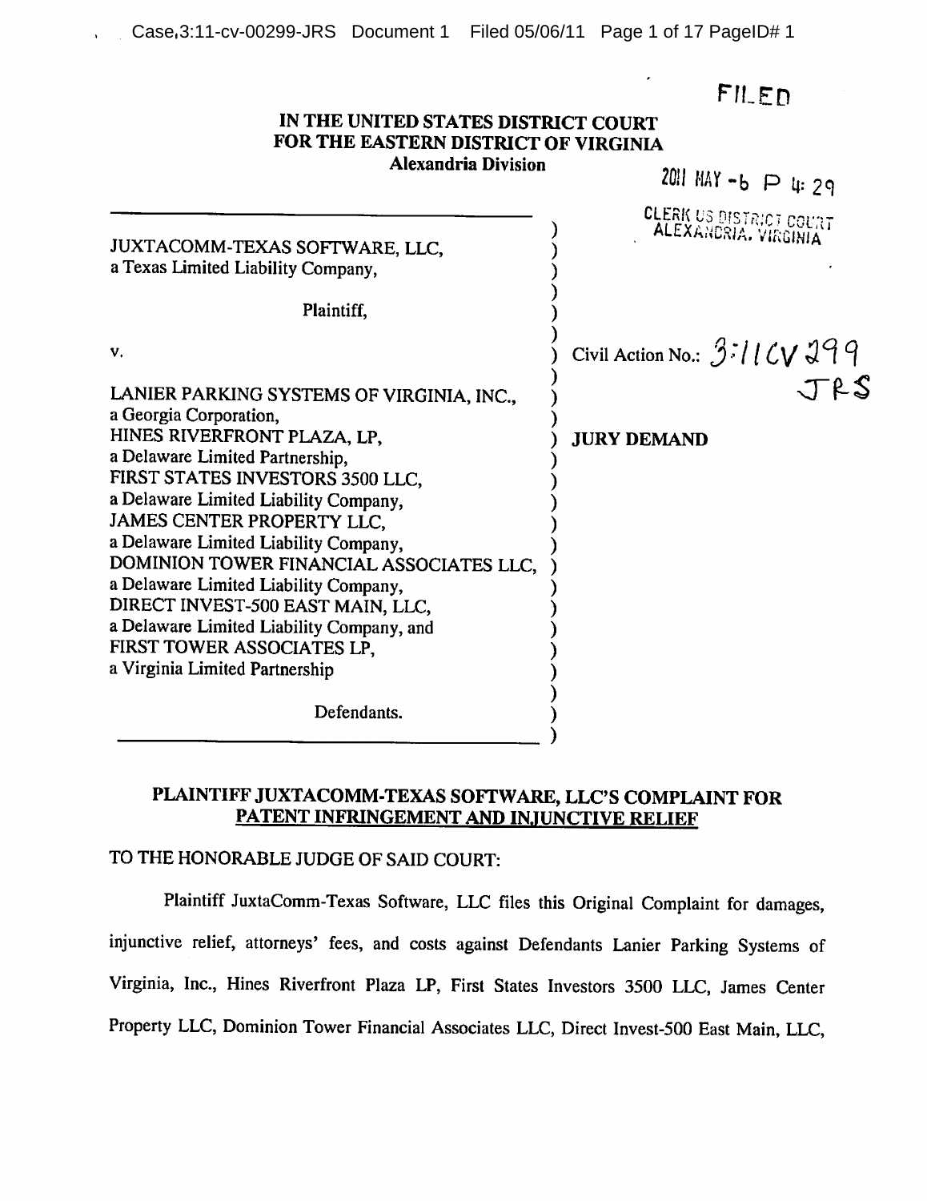FILED

**IN THE UNITED STATES DISTRICT COURT**
**FOR THE EASTERN DISTRICT OF VIRGINIA**
**Alexandria Division**

2011 MAY -6 P 4: 29

CLERK US DISTRICT COURT
ALEXANDRIA, VIRGINIA

JUXTACOMM-TEXAS SOFTWARE, LLC,
a Texas Limited Liability Company,

Plaintiff,

v.

LANIER PARKING SYSTEMS OF VIRGINIA, INC.,
a Georgia Corporation,
HINES RIVERFRONT PLAZA, LP,
a Delaware Limited Partnership,
FIRST STATES INVESTORS 3500 LLC,
a Delaware Limited Liability Company,
JAMES CENTER PROPERTY LLC,
a Delaware Limited Liability Company,
DOMINION TOWER FINANCIAL ASSOCIATES LLC,
a Delaware Limited Liability Company,
DIRECT INVEST-500 EAST MAIN, LLC,
a Delaware Limited Liability Company, and
FIRST TOWER ASSOCIATES LP,
a Virginia Limited Partnership

Defendants.

Civil Action No.: 3:11CV299 JRS

**JURY DEMAND**

**PLAINTIFF JUXTACOMM-TEXAS SOFTWARE, LLC'S COMPLAINT FOR PATENT INFRINGEMENT AND INJUNCTIVE RELIEF**

TO THE HONORABLE JUDGE OF SAID COURT:

Plaintiff JuxtaComm-Texas Software, LLC files this Original Complaint for damages, injunctive relief, attorneys' fees, and costs against Defendants Lanier Parking Systems of Virginia, Inc., Hines Riverfront Plaza LP, First States Investors 3500 LLC, James Center Property LLC, Dominion Tower Financial Associates LLC, Direct Invest-500 East Main, LLC,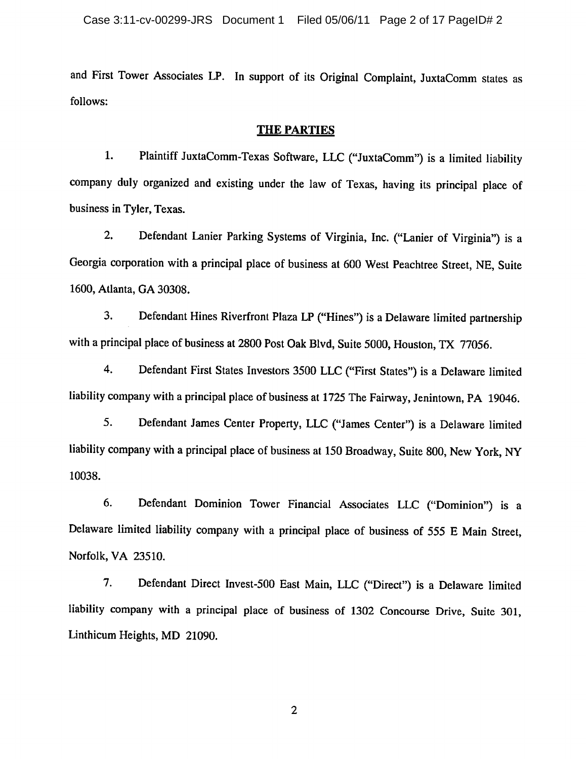and First Tower Associates LP. In support of its Original Complaint, JuxtaComm states as follows:

## THE PARTIES

1. Plaintiff JuxtaComm-Texas Software, LLC ("JuxtaComm") is a limited liability company duly organized and existing under the law of Texas, having its principal place of business in Tyler, Texas.

2. Defendant Lanier Parking Systems of Virginia, Inc. ("Lanier of Virginia") is a Georgia corporation with a principal place of business at 600 West Peachtree Street, NE, Suite 1600, Atlanta, GA 30308.

3. Defendant Hines Riverfront Plaza LP ("Hines") is a Delaware limited partnership with a principal place of business at 2800 Post Oak Blvd, Suite 5000, Houston, TX 77056.

4. Defendant First States Investors 3500 LLC ("First States") is a Delaware limited liability company with a principal place of business at 1725 The Fairway, Jenintown, PA 19046.

5. Defendant James Center Property, LLC ("James Center") is a Delaware limited liability company with a principal place of business at 150 Broadway, Suite 800, New York, NY 10038.

6. Defendant Dominion Tower Financial Associates LLC ("Dominion") is a Delaware limited liability company with a principal place of business of 555 E Main Street, Norfolk, VA 23510.

7. Defendant Direct Invest-500 East Main, LLC ("Direct") is a Delaware limited liability company with a principal place of business of 1302 Concourse Drive, Suite 301, Linthicum Heights, MD 21090.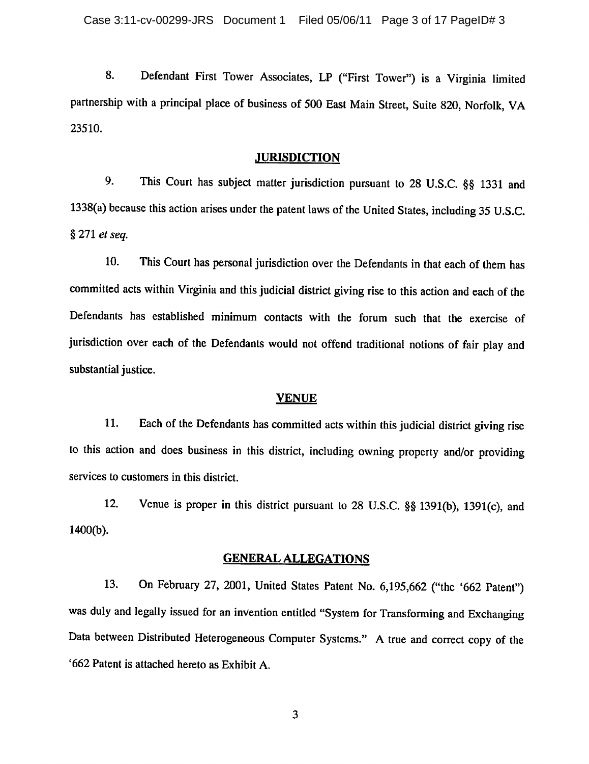8. Defendant First Tower Associates, LP ("First Tower") is a Virginia limited partnership with a principal place of business of 500 East Main Street, Suite 820, Norfolk, VA 23510.

## JURISDICTION

9. This Court has subject matter jurisdiction pursuant to 28 U.S.C. §§ 1331 and 1338(a) because this action arises under the patent laws of the United States, including 35 U.S.C. § 271 *et seq.*

10. This Court has personal jurisdiction over the Defendants in that each of them has committed acts within Virginia and this judicial district giving rise to this action and each of the Defendants has established minimum contacts with the forum such that the exercise of jurisdiction over each of the Defendants would not offend traditional notions of fair play and substantial justice.

## VENUE

11. Each of the Defendants has committed acts within this judicial district giving rise to this action and does business in this district, including owning property and/or providing services to customers in this district.

12. Venue is proper in this district pursuant to 28 U.S.C. §§ 1391(b), 1391(c), and 1400(b).

## GENERAL ALLEGATIONS

13. On February 27, 2001, United States Patent No. 6,195,662 ("the '662 Patent") was duly and legally issued for an invention entitled "System for Transforming and Exchanging Data between Distributed Heterogeneous Computer Systems." A true and correct copy of the '662 Patent is attached hereto as Exhibit A.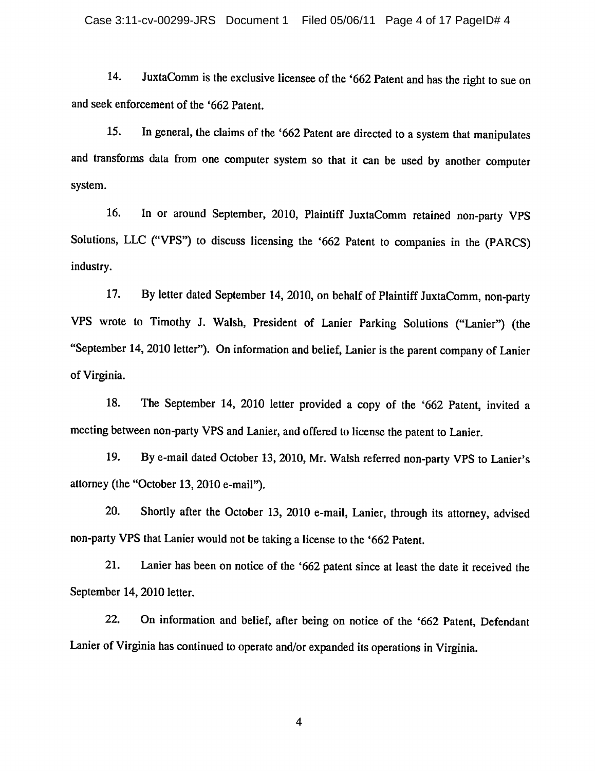14. JuxtaComm is the exclusive licensee of the '662 Patent and has the right to sue on and seek enforcement of the '662 Patent.

15. In general, the claims of the '662 Patent are directed to a system that manipulates and transforms data from one computer system so that it can be used by another computer system.

16. In or around September, 2010, Plaintiff JuxtaComm retained non-party VPS Solutions, LLC ("VPS") to discuss licensing the '662 Patent to companies in the (PARCS) industry.

17. By letter dated September 14, 2010, on behalf of Plaintiff JuxtaComm, non-party VPS wrote to Timothy J. Walsh, President of Lanier Parking Solutions ("Lanier") (the "September 14, 2010 letter"). On information and belief, Lanier is the parent company of Lanier of Virginia.

18. The September 14, 2010 letter provided a copy of the '662 Patent, invited a meeting between non-party VPS and Lanier, and offered to license the patent to Lanier.

19. By e-mail dated October 13, 2010, Mr. Walsh referred non-party VPS to Lanier's attorney (the "October 13, 2010 e-mail").

20. Shortly after the October 13, 2010 e-mail, Lanier, through its attorney, advised non-party VPS that Lanier would not be taking a license to the '662 Patent.

21. Lanier has been on notice of the '662 patent since at least the date it received the September 14, 2010 letter.

22. On information and belief, after being on notice of the '662 Patent, Defendant Lanier of Virginia has continued to operate and/or expanded its operations in Virginia.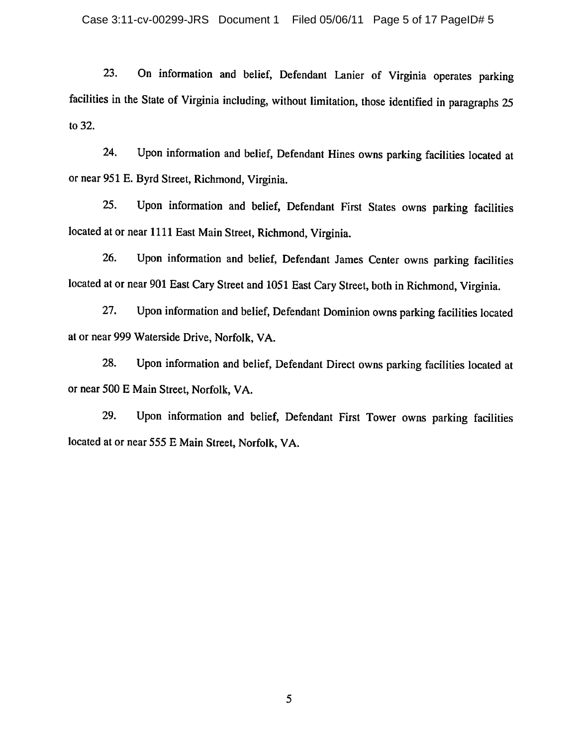23. On information and belief, Defendant Lanier of Virginia operates parking facilities in the State of Virginia including, without limitation, those identified in paragraphs 25 to 32.

24. Upon information and belief, Defendant Hines owns parking facilities located at or near 951 E. Byrd Street, Richmond, Virginia.

25. Upon information and belief, Defendant First States owns parking facilities located at or near 1111 East Main Street, Richmond, Virginia.

26. Upon information and belief, Defendant James Center owns parking facilities located at or near 901 East Cary Street and 1051 East Cary Street, both in Richmond, Virginia.

27. Upon information and belief, Defendant Dominion owns parking facilities located at or near 999 Waterside Drive, Norfolk, VA.

28. Upon information and belief, Defendant Direct owns parking facilities located at or near 500 E Main Street, Norfolk, VA.

29. Upon information and belief, Defendant First Tower owns parking facilities located at or near 555 E Main Street, Norfolk, VA.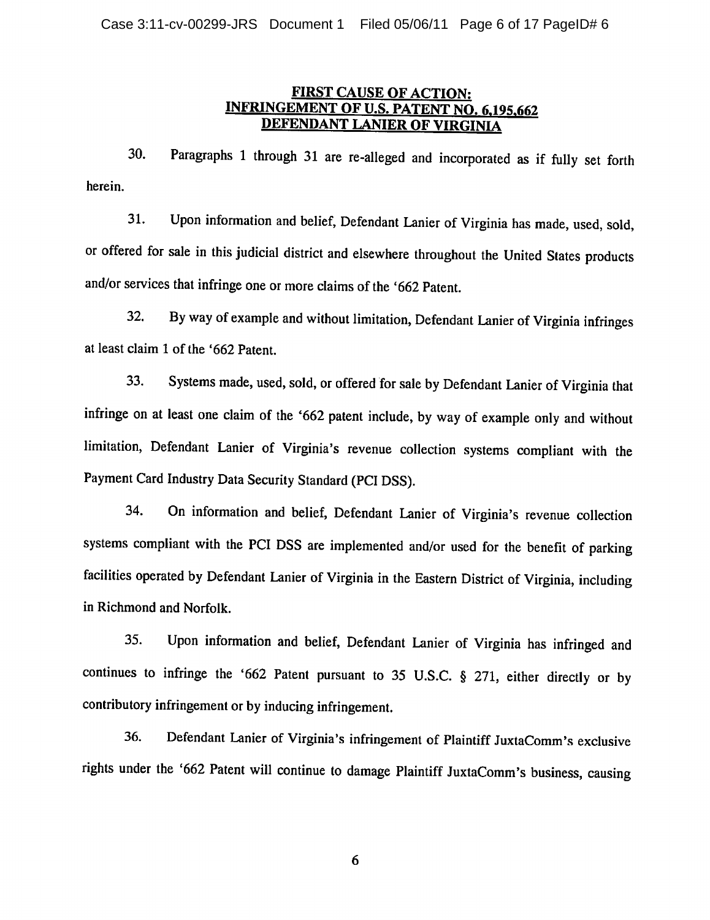## FIRST CAUSE OF ACTION: INFRINGEMENT OF U.S. PATENT NO. 6,195,662 DEFENDANT LANIER OF VIRGINIA

30. Paragraphs 1 through 31 are re-alleged and incorporated as if fully set forth herein.

31. Upon information and belief, Defendant Lanier of Virginia has made, used, sold, or offered for sale in this judicial district and elsewhere throughout the United States products and/or services that infringe one or more claims of the '662 Patent.

32. By way of example and without limitation, Defendant Lanier of Virginia infringes at least claim 1 of the '662 Patent.

33. Systems made, used, sold, or offered for sale by Defendant Lanier of Virginia that infringe on at least one claim of the '662 patent include, by way of example only and without limitation, Defendant Lanier of Virginia's revenue collection systems compliant with the Payment Card Industry Data Security Standard (PCI DSS).

34. On information and belief, Defendant Lanier of Virginia's revenue collection systems compliant with the PCI DSS are implemented and/or used for the benefit of parking facilities operated by Defendant Lanier of Virginia in the Eastern District of Virginia, including in Richmond and Norfolk.

35. Upon information and belief, Defendant Lanier of Virginia has infringed and continues to infringe the '662 Patent pursuant to 35 U.S.C. § 271, either directly or by contributory infringement or by inducing infringement.

36. Defendant Lanier of Virginia's infringement of Plaintiff JuxtaComm's exclusive rights under the '662 Patent will continue to damage Plaintiff JuxtaComm's business, causing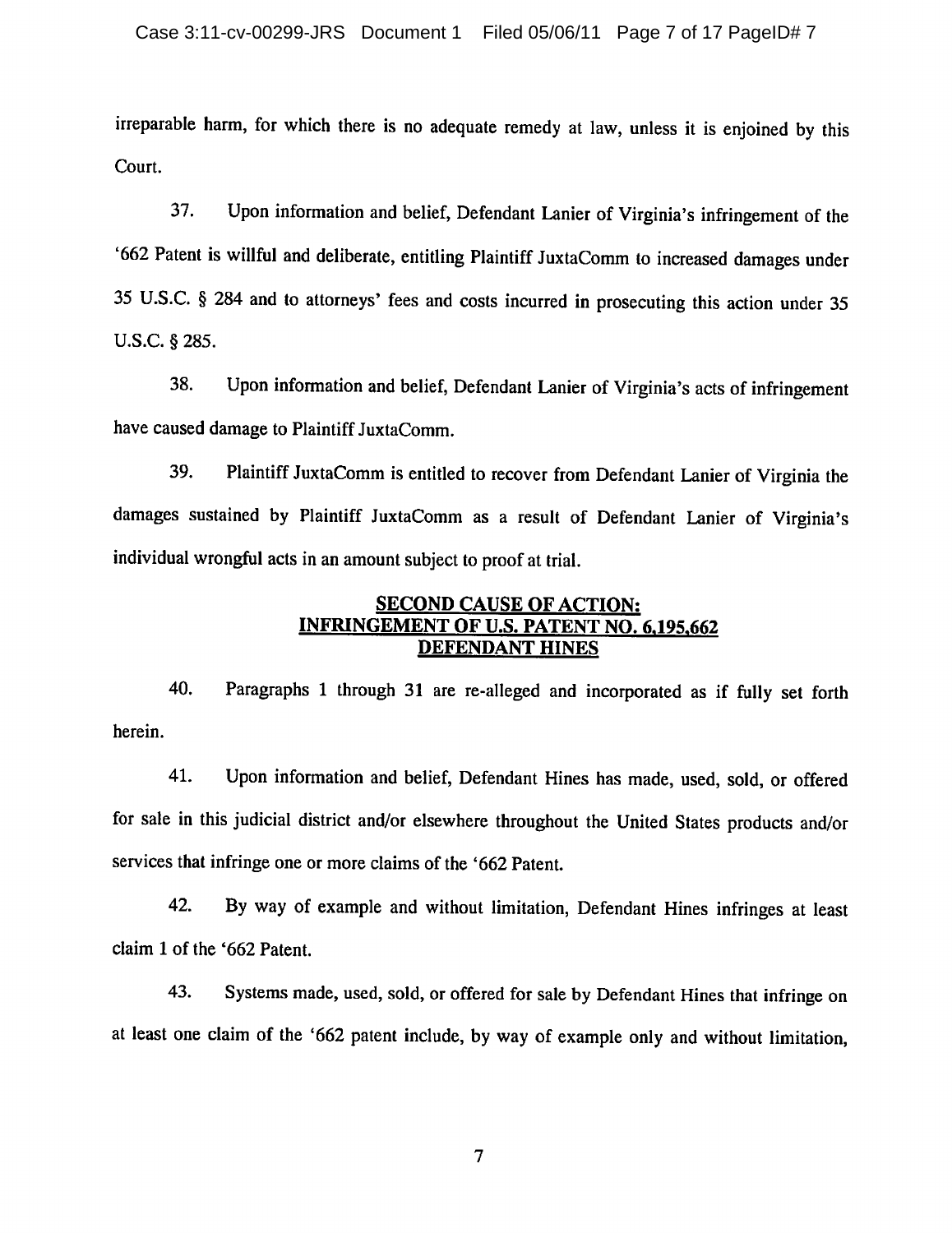irreparable harm, for which there is no adequate remedy at law, unless it is enjoined by this Court.

37. Upon information and belief, Defendant Lanier of Virginia's infringement of the '662 Patent is willful and deliberate, entitling Plaintiff JuxtaComm to increased damages under 35 U.S.C. § 284 and to attorneys' fees and costs incurred in prosecuting this action under 35 U.S.C. § 285.

38. Upon information and belief, Defendant Lanier of Virginia's acts of infringement have caused damage to Plaintiff JuxtaComm.

39. Plaintiff JuxtaComm is entitled to recover from Defendant Lanier of Virginia the damages sustained by Plaintiff JuxtaComm as a result of Defendant Lanier of Virginia's individual wrongful acts in an amount subject to proof at trial.

**SECOND CAUSE OF ACTION:**
**INFRINGEMENT OF U.S. PATENT NO. 6,195,662**
**DEFENDANT HINES**

40. Paragraphs 1 through 31 are re-alleged and incorporated as if fully set forth herein.

41. Upon information and belief, Defendant Hines has made, used, sold, or offered for sale in this judicial district and/or elsewhere throughout the United States products and/or services that infringe one or more claims of the '662 Patent.

42. By way of example and without limitation, Defendant Hines infringes at least claim 1 of the '662 Patent.

43. Systems made, used, sold, or offered for sale by Defendant Hines that infringe on at least one claim of the '662 patent include, by way of example only and without limitation,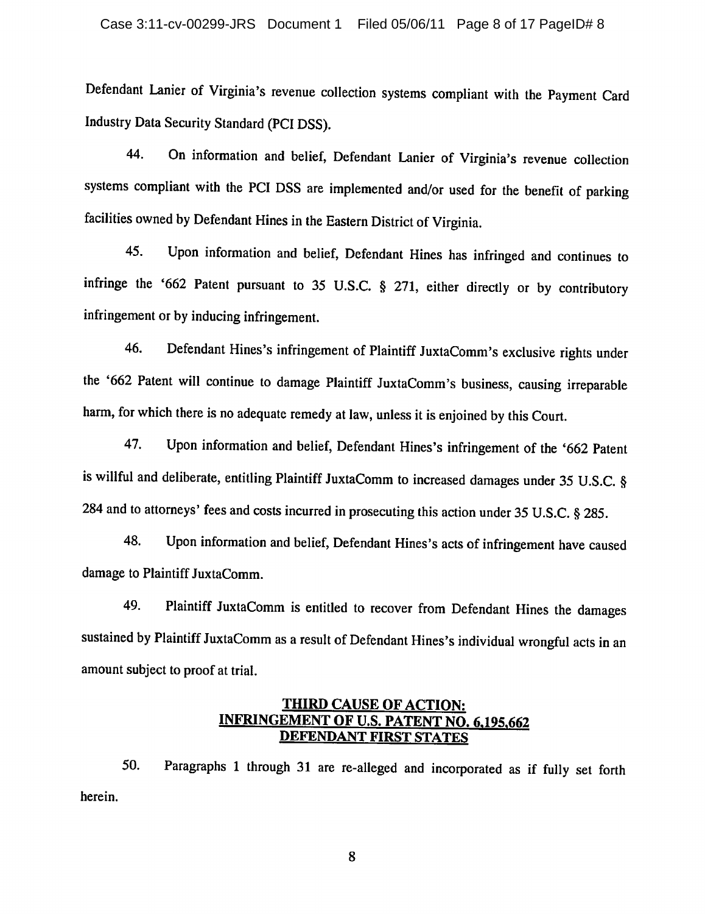Defendant Lanier of Virginia's revenue collection systems compliant with the Payment Card Industry Data Security Standard (PCI DSS).

44. On information and belief, Defendant Lanier of Virginia's revenue collection systems compliant with the PCI DSS are implemented and/or used for the benefit of parking facilities owned by Defendant Hines in the Eastern District of Virginia.

45. Upon information and belief, Defendant Hines has infringed and continues to infringe the '662 Patent pursuant to 35 U.S.C. § 271, either directly or by contributory infringement or by inducing infringement.

46. Defendant Hines's infringement of Plaintiff JuxtaComm's exclusive rights under the '662 Patent will continue to damage Plaintiff JuxtaComm's business, causing irreparable harm, for which there is no adequate remedy at law, unless it is enjoined by this Court.

47. Upon information and belief, Defendant Hines's infringement of the '662 Patent is willful and deliberate, entitling Plaintiff JuxtaComm to increased damages under 35 U.S.C. § 284 and to attorneys' fees and costs incurred in prosecuting this action under 35 U.S.C. § 285.

48. Upon information and belief, Defendant Hines's acts of infringement have caused damage to Plaintiff JuxtaComm.

49. Plaintiff JuxtaComm is entitled to recover from Defendant Hines the damages sustained by Plaintiff JuxtaComm as a result of Defendant Hines's individual wrongful acts in an amount subject to proof at trial.

## THIRD CAUSE OF ACTION: INFRINGEMENT OF U.S. PATENT NO. 6,195,662 DEFENDANT FIRST STATES

50. Paragraphs 1 through 31 are re-alleged and incorporated as if fully set forth herein.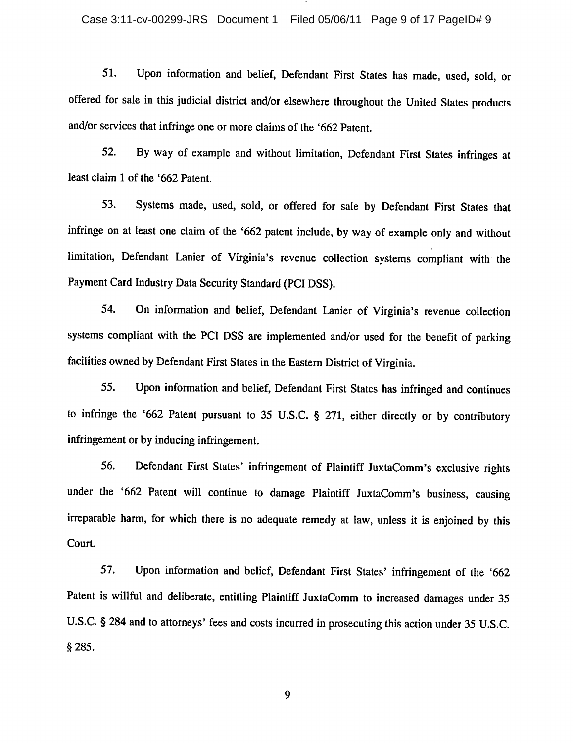51. Upon information and belief, Defendant First States has made, used, sold, or offered for sale in this judicial district and/or elsewhere throughout the United States products and/or services that infringe one or more claims of the '662 Patent.

52. By way of example and without limitation, Defendant First States infringes at least claim 1 of the '662 Patent.

53. Systems made, used, sold, or offered for sale by Defendant First States that infringe on at least one claim of the '662 patent include, by way of example only and without limitation, Defendant Lanier of Virginia's revenue collection systems compliant with the Payment Card Industry Data Security Standard (PCI DSS).

54. On information and belief, Defendant Lanier of Virginia's revenue collection systems compliant with the PCI DSS are implemented and/or used for the benefit of parking facilities owned by Defendant First States in the Eastern District of Virginia.

55. Upon information and belief, Defendant First States has infringed and continues to infringe the '662 Patent pursuant to 35 U.S.C. § 271, either directly or by contributory infringement or by inducing infringement.

56. Defendant First States' infringement of Plaintiff JuxtaComm's exclusive rights under the '662 Patent will continue to damage Plaintiff JuxtaComm's business, causing irreparable harm, for which there is no adequate remedy at law, unless it is enjoined by this Court.

57. Upon information and belief, Defendant First States' infringement of the '662 Patent is willful and deliberate, entitling Plaintiff JuxtaComm to increased damages under 35 U.S.C. § 284 and to attorneys' fees and costs incurred in prosecuting this action under 35 U.S.C. § 285.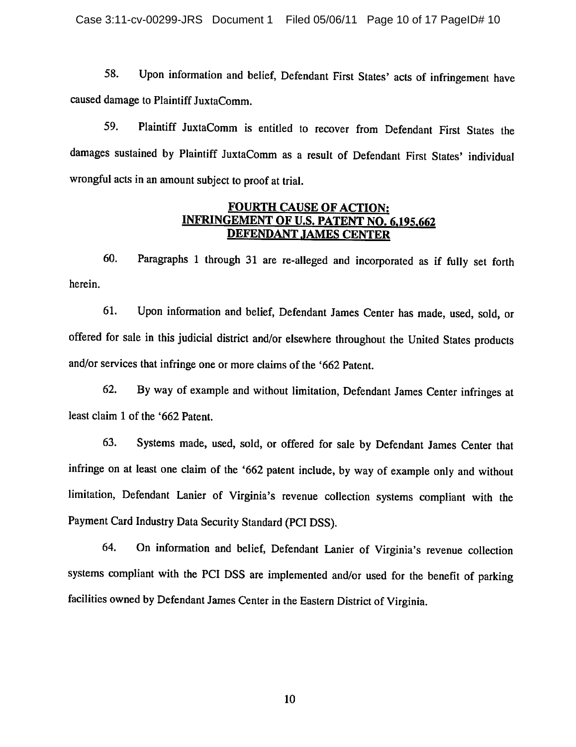58. Upon information and belief, Defendant First States' acts of infringement have caused damage to Plaintiff JuxtaComm.

59. Plaintiff JuxtaComm is entitled to recover from Defendant First States the damages sustained by Plaintiff JuxtaComm as a result of Defendant First States' individual wrongful acts in an amount subject to proof at trial.

## FOURTH CAUSE OF ACTION: INFRINGEMENT OF U.S. PATENT NO. 6,195,662 DEFENDANT JAMES CENTER

60. Paragraphs 1 through 31 are re-alleged and incorporated as if fully set forth herein.

61. Upon information and belief, Defendant James Center has made, used, sold, or offered for sale in this judicial district and/or elsewhere throughout the United States products and/or services that infringe one or more claims of the '662 Patent.

62. By way of example and without limitation, Defendant James Center infringes at least claim 1 of the '662 Patent.

63. Systems made, used, sold, or offered for sale by Defendant James Center that infringe on at least one claim of the '662 patent include, by way of example only and without limitation, Defendant Lanier of Virginia's revenue collection systems compliant with the Payment Card Industry Data Security Standard (PCI DSS).

64. On information and belief, Defendant Lanier of Virginia's revenue collection systems compliant with the PCI DSS are implemented and/or used for the benefit of parking facilities owned by Defendant James Center in the Eastern District of Virginia.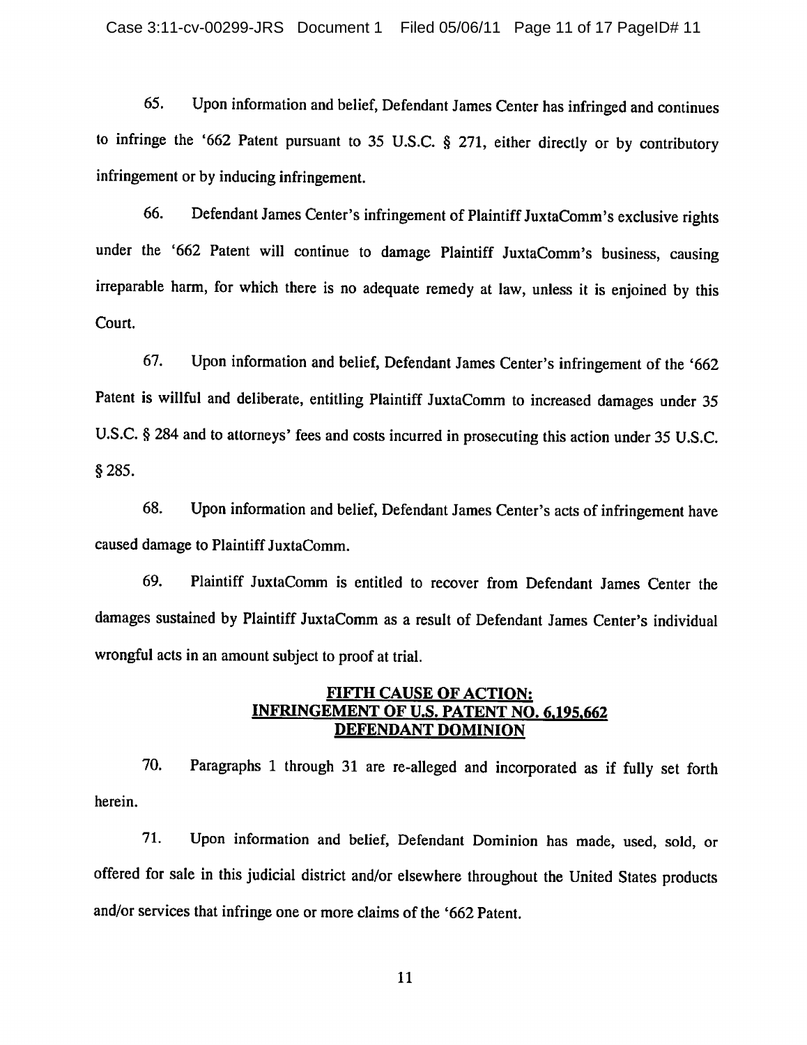65. Upon information and belief, Defendant James Center has infringed and continues to infringe the '662 Patent pursuant to 35 U.S.C. § 271, either directly or by contributory infringement or by inducing infringement.

66. Defendant James Center's infringement of Plaintiff JuxtaComm's exclusive rights under the '662 Patent will continue to damage Plaintiff JuxtaComm's business, causing irreparable harm, for which there is no adequate remedy at law, unless it is enjoined by this Court.

67. Upon information and belief, Defendant James Center's infringement of the '662 Patent is willful and deliberate, entitling Plaintiff JuxtaComm to increased damages under 35 U.S.C. § 284 and to attorneys' fees and costs incurred in prosecuting this action under 35 U.S.C. § 285.

68. Upon information and belief, Defendant James Center's acts of infringement have caused damage to Plaintiff JuxtaComm.

69. Plaintiff JuxtaComm is entitled to recover from Defendant James Center the damages sustained by Plaintiff JuxtaComm as a result of Defendant James Center's individual wrongful acts in an amount subject to proof at trial.

## FIFTH CAUSE OF ACTION: INFRINGEMENT OF U.S. PATENT NO. 6,195,662 DEFENDANT DOMINION

70. Paragraphs 1 through 31 are re-alleged and incorporated as if fully set forth herein.

71. Upon information and belief, Defendant Dominion has made, used, sold, or offered for sale in this judicial district and/or elsewhere throughout the United States products and/or services that infringe one or more claims of the '662 Patent.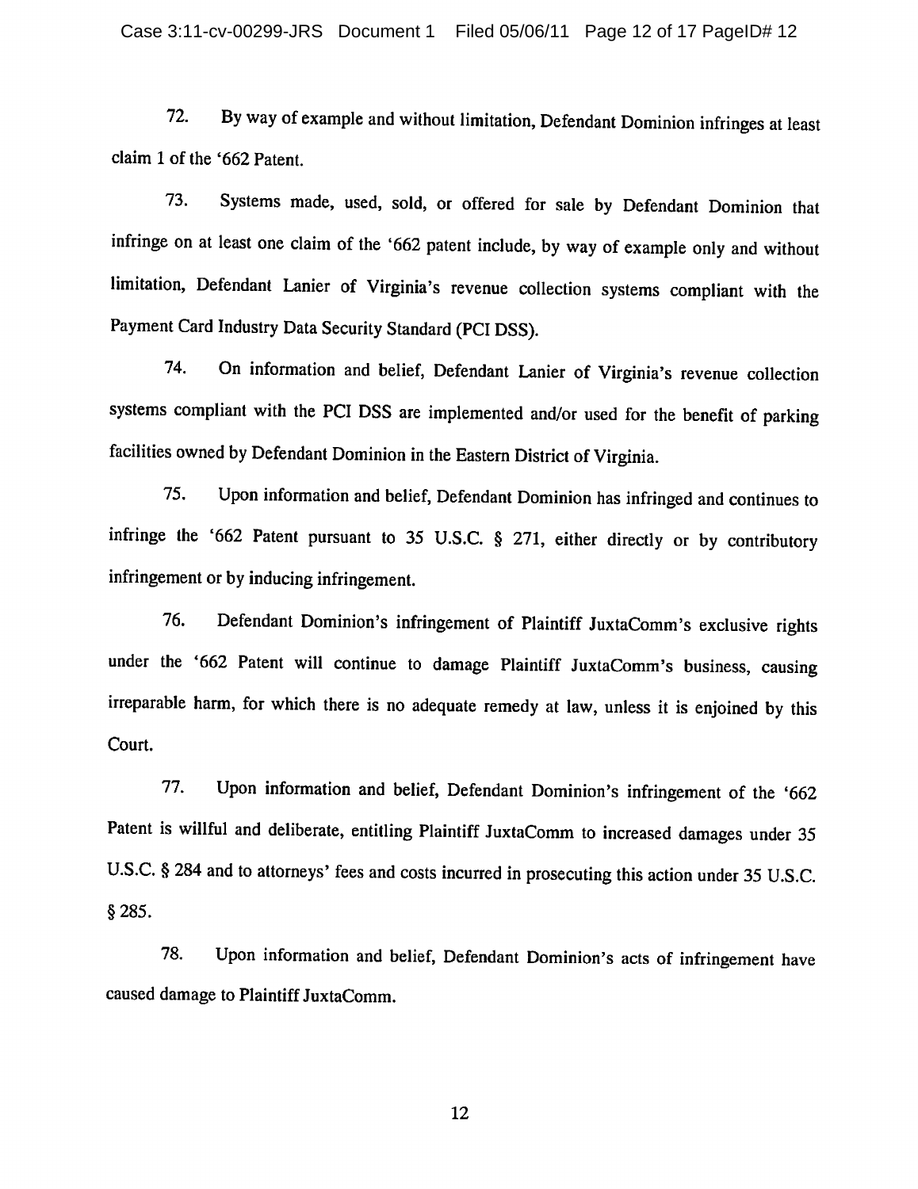72. By way of example and without limitation, Defendant Dominion infringes at least claim 1 of the '662 Patent.

73. Systems made, used, sold, or offered for sale by Defendant Dominion that infringe on at least one claim of the '662 patent include, by way of example only and without limitation, Defendant Lanier of Virginia's revenue collection systems compliant with the Payment Card Industry Data Security Standard (PCI DSS).

74. On information and belief, Defendant Lanier of Virginia's revenue collection systems compliant with the PCI DSS are implemented and/or used for the benefit of parking facilities owned by Defendant Dominion in the Eastern District of Virginia.

75. Upon information and belief, Defendant Dominion has infringed and continues to infringe the '662 Patent pursuant to 35 U.S.C. § 271, either directly or by contributory infringement or by inducing infringement.

76. Defendant Dominion's infringement of Plaintiff JuxtaComm's exclusive rights under the '662 Patent will continue to damage Plaintiff JuxtaComm's business, causing irreparable harm, for which there is no adequate remedy at law, unless it is enjoined by this Court.

77. Upon information and belief, Defendant Dominion's infringement of the '662 Patent is willful and deliberate, entitling Plaintiff JuxtaComm to increased damages under 35 U.S.C. § 284 and to attorneys' fees and costs incurred in prosecuting this action under 35 U.S.C. § 285.

78. Upon information and belief, Defendant Dominion's acts of infringement have caused damage to Plaintiff JuxtaComm.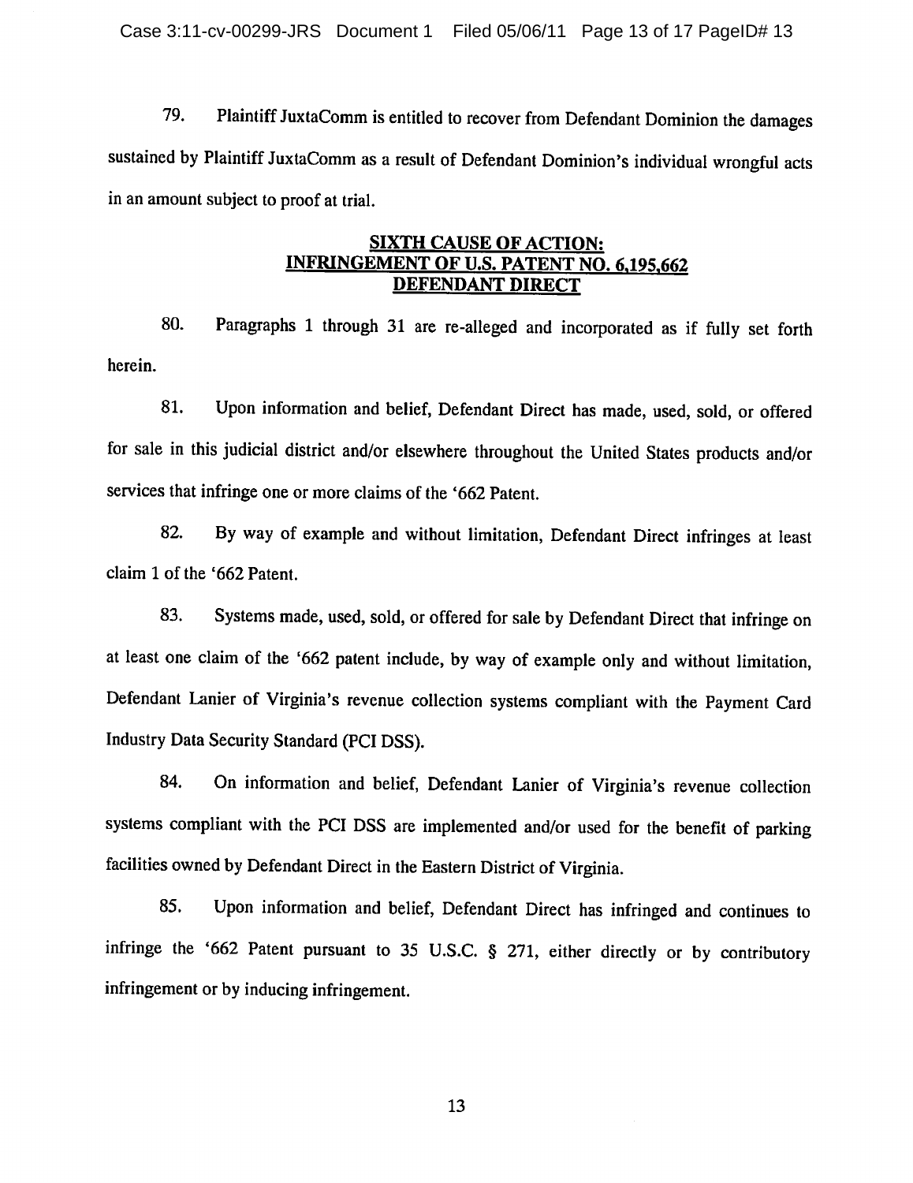79. Plaintiff JuxtaComm is entitled to recover from Defendant Dominion the damages sustained by Plaintiff JuxtaComm as a result of Defendant Dominion's individual wrongful acts in an amount subject to proof at trial.

## SIXTH CAUSE OF ACTION: INFRINGEMENT OF U.S. PATENT NO. 6,195,662 DEFENDANT DIRECT

80. Paragraphs 1 through 31 are re-alleged and incorporated as if fully set forth herein.

81. Upon information and belief, Defendant Direct has made, used, sold, or offered for sale in this judicial district and/or elsewhere throughout the United States products and/or services that infringe one or more claims of the '662 Patent.

82. By way of example and without limitation, Defendant Direct infringes at least claim 1 of the '662 Patent.

83. Systems made, used, sold, or offered for sale by Defendant Direct that infringe on at least one claim of the '662 patent include, by way of example only and without limitation, Defendant Lanier of Virginia's revenue collection systems compliant with the Payment Card Industry Data Security Standard (PCI DSS).

84. On information and belief, Defendant Lanier of Virginia's revenue collection systems compliant with the PCI DSS are implemented and/or used for the benefit of parking facilities owned by Defendant Direct in the Eastern District of Virginia.

85. Upon information and belief, Defendant Direct has infringed and continues to infringe the '662 Patent pursuant to 35 U.S.C. § 271, either directly or by contributory infringement or by inducing infringement.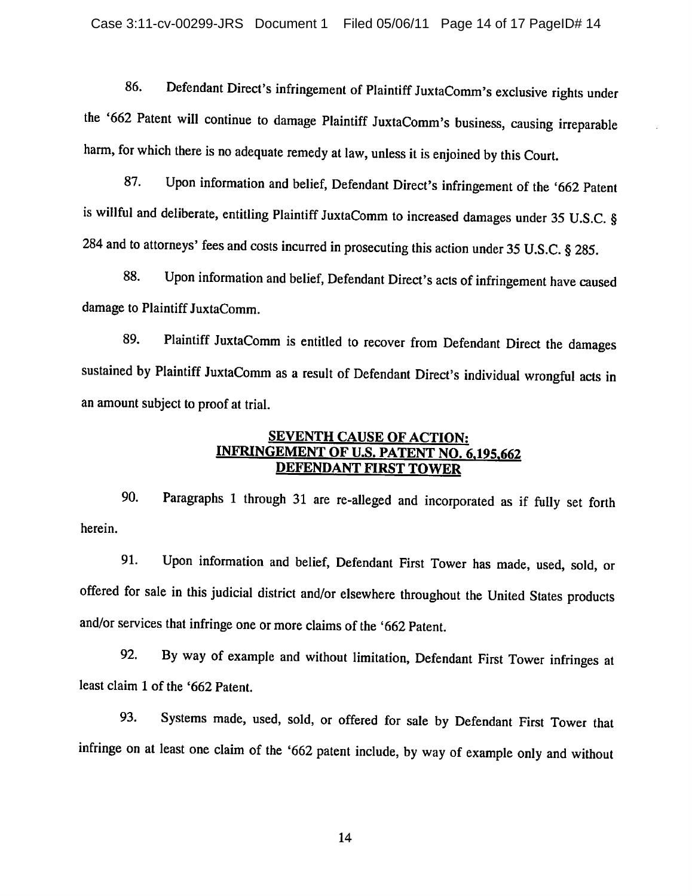86. Defendant Direct's infringement of Plaintiff JuxtaComm's exclusive rights under the '662 Patent will continue to damage Plaintiff JuxtaComm's business, causing irreparable harm, for which there is no adequate remedy at law, unless it is enjoined by this Court.

87. Upon information and belief, Defendant Direct's infringement of the '662 Patent is willful and deliberate, entitling Plaintiff JuxtaComm to increased damages under 35 U.S.C. § 284 and to attorneys' fees and costs incurred in prosecuting this action under 35 U.S.C. § 285.

88. Upon information and belief, Defendant Direct's acts of infringement have caused damage to Plaintiff JuxtaComm.

89. Plaintiff JuxtaComm is entitled to recover from Defendant Direct the damages sustained by Plaintiff JuxtaComm as a result of Defendant Direct's individual wrongful acts in an amount subject to proof at trial.

**SEVENTH CAUSE OF ACTION:**
**INFRINGEMENT OF U.S. PATENT NO. 6,195,662**
**DEFENDANT FIRST TOWER**

90. Paragraphs 1 through 31 are re-alleged and incorporated as if fully set forth herein.

91. Upon information and belief, Defendant First Tower has made, used, sold, or offered for sale in this judicial district and/or elsewhere throughout the United States products and/or services that infringe one or more claims of the '662 Patent.

92. By way of example and without limitation, Defendant First Tower infringes at least claim 1 of the '662 Patent.

93. Systems made, used, sold, or offered for sale by Defendant First Tower that infringe on at least one claim of the '662 patent include, by way of example only and without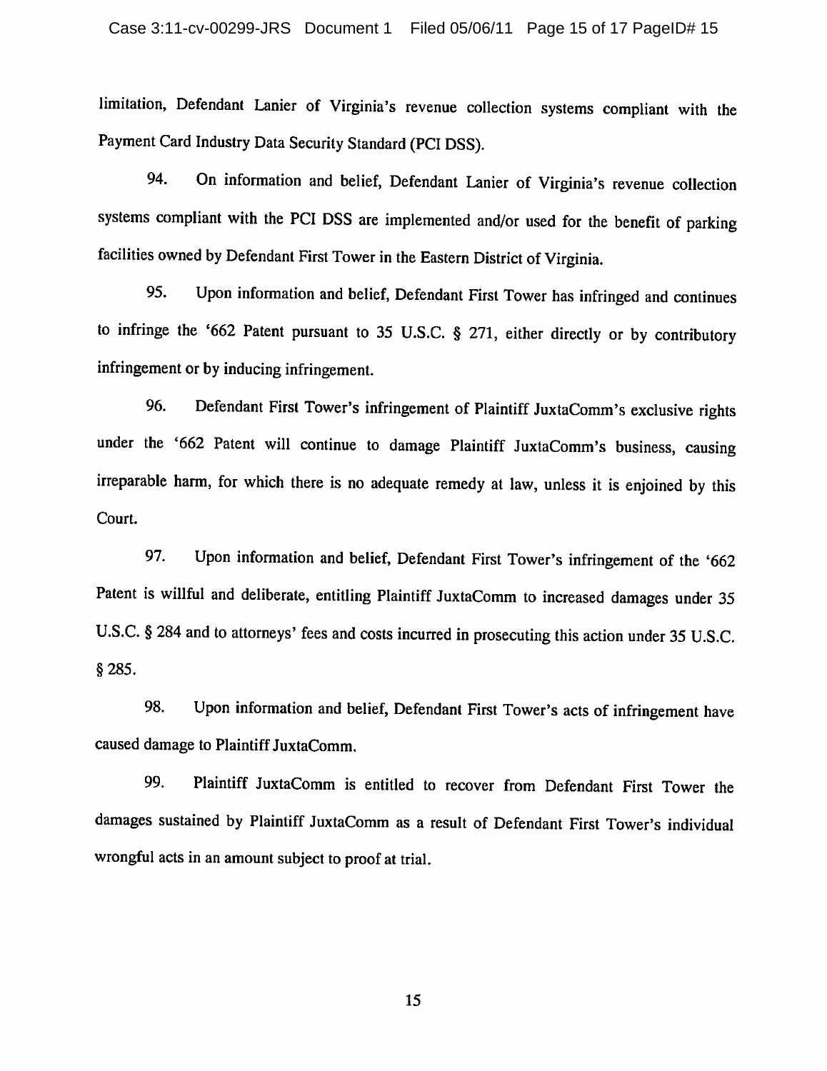limitation, Defendant Lanier of Virginia's revenue collection systems compliant with the Payment Card Industry Data Security Standard (PCI DSS).

94. On information and belief, Defendant Lanier of Virginia's revenue collection systems compliant with the PCI DSS are implemented and/or used for the benefit of parking facilities owned by Defendant First Tower in the Eastern District of Virginia.

95. Upon information and belief, Defendant First Tower has infringed and continues to infringe the '662 Patent pursuant to 35 U.S.C. § 271, either directly or by contributory infringement or by inducing infringement.

96. Defendant First Tower's infringement of Plaintiff JuxtaComm's exclusive rights under the '662 Patent will continue to damage Plaintiff JuxtaComm's business, causing irreparable harm, for which there is no adequate remedy at law, unless it is enjoined by this Court.

97. Upon information and belief, Defendant First Tower's infringement of the '662 Patent is willful and deliberate, entitling Plaintiff JuxtaComm to increased damages under 35 U.S.C. § 284 and to attorneys' fees and costs incurred in prosecuting this action under 35 U.S.C. § 285.

98. Upon information and belief, Defendant First Tower's acts of infringement have caused damage to Plaintiff JuxtaComm.

99. Plaintiff JuxtaComm is entitled to recover from Defendant First Tower the damages sustained by Plaintiff JuxtaComm as a result of Defendant First Tower's individual wrongful acts in an amount subject to proof at trial.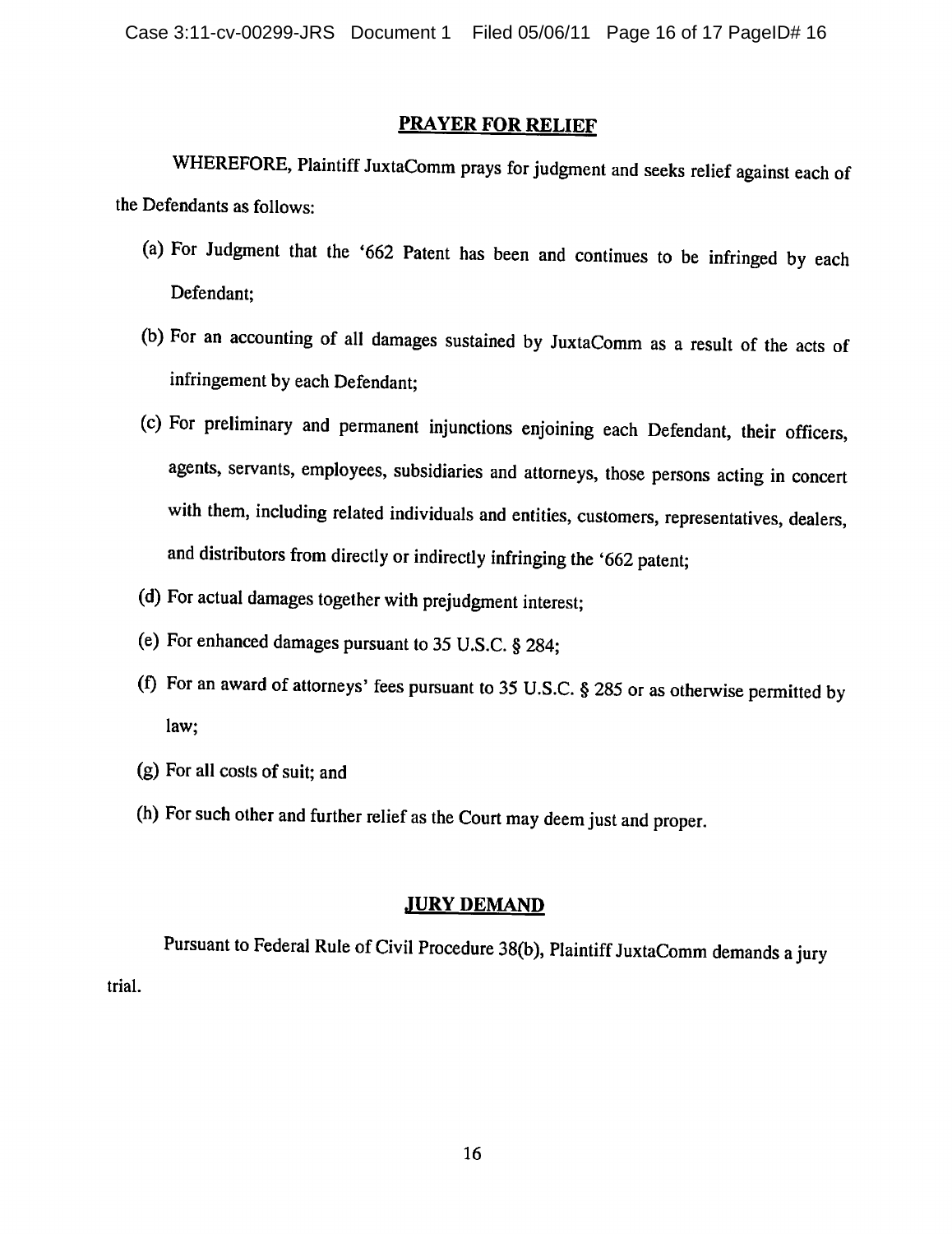## PRAYER FOR RELIEF

WHEREFORE, Plaintiff JuxtaComm prays for judgment and seeks relief against each of the Defendants as follows:

(a) For Judgment that the '662 Patent has been and continues to be infringed by each Defendant;

(b) For an accounting of all damages sustained by JuxtaComm as a result of the acts of infringement by each Defendant;

(c) For preliminary and permanent injunctions enjoining each Defendant, their officers, agents, servants, employees, subsidiaries and attorneys, those persons acting in concert with them, including related individuals and entities, customers, representatives, dealers, and distributors from directly or indirectly infringing the '662 patent;

(d) For actual damages together with prejudgment interest;

(e) For enhanced damages pursuant to 35 U.S.C. § 284;

(f) For an award of attorneys' fees pursuant to 35 U.S.C. § 285 or as otherwise permitted by law;

(g) For all costs of suit; and

(h) For such other and further relief as the Court may deem just and proper.

## JURY DEMAND

Pursuant to Federal Rule of Civil Procedure 38(b), Plaintiff JuxtaComm demands a jury trial.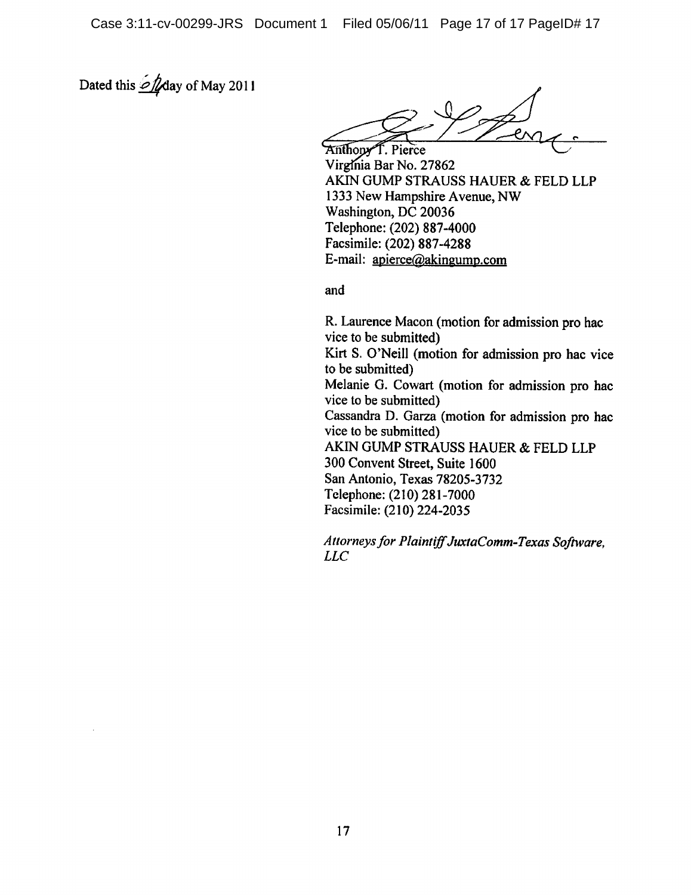Dated this 6th day of May 2011

Anthony T. Pierce
Virginia Bar No. 27862
AKIN GUMP STRAUSS HAUER & FELD LLP
1333 New Hampshire Avenue, NW
Washington, DC 20036
Telephone: (202) 887-4000
Facsimile: (202) 887-4288
E-mail: apierce@akingump.com

and

R. Laurence Macon (motion for admission pro hac vice to be submitted)
Kirt S. O'Neill (motion for admission pro hac vice to be submitted)
Melanie G. Cowart (motion for admission pro hac vice to be submitted)
Cassandra D. Garza (motion for admission pro hac vice to be submitted)
AKIN GUMP STRAUSS HAUER & FELD LLP
300 Convent Street, Suite 1600
San Antonio, Texas 78205-3732
Telephone: (210) 281-7000
Facsimile: (210) 224-2035

*Attorneys for Plaintiff JuxtaComm-Texas Software, LLC*